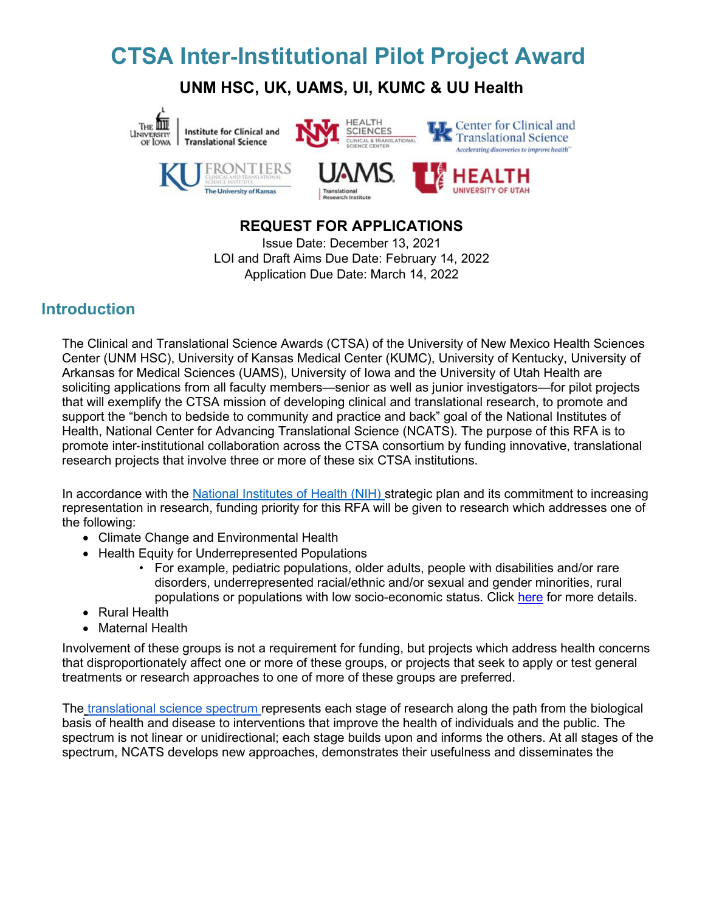# CTSA Inter-Institutional Pilot Project Award

## UNM HSC, UK, UAMS, UI, KUMC & UU Health

### REQUEST FOR APPLICATIONS

Issue Date: December 13, 2021
LOI and Draft Aims Due Date: February 14, 2022
Application Due Date: March 14, 2022

## Introduction

The Clinical and Translational Science Awards (CTSA) of the University of New Mexico Health Sciences Center (UNM HSC), University of Kansas Medical Center (KUMC), University of Kentucky, University of Arkansas for Medical Sciences (UAMS), University of Iowa and the University of Utah Health are soliciting applications from all faculty members—senior as well as junior investigators—for pilot projects that will exemplify the CTSA mission of developing clinical and translational research, to promote and support the "bench to bedside to community and practice and back" goal of the National Institutes of Health, National Center for Advancing Translational Science (NCATS). The purpose of this RFA is to promote inter-institutional collaboration across the CTSA consortium by funding innovative, translational research projects that involve three or more of these six CTSA institutions.

In accordance with the National Institutes of Health (NIH) strategic plan and its commitment to increasing representation in research, funding priority for this RFA will be given to research which addresses one of the following:

- Climate Change and Environmental Health
- Health Equity for Underrepresented Populations
    - For example, pediatric populations, older adults, people with disabilities and/or rare disorders, underrepresented racial/ethnic and/or sexual and gender minorities, rural populations or populations with low socio-economic status. Click here for more details.
- Rural Health
- Maternal Health

Involvement of these groups is not a requirement for funding, but projects which address health concerns that disproportionately affect one or more of these groups, or projects that seek to apply or test general treatments or research approaches to one of more of these groups are preferred.

The translational science spectrum represents each stage of research along the path from the biological basis of health and disease to interventions that improve the health of individuals and the public. The spectrum is not linear or unidirectional; each stage builds upon and informs the others. At all stages of the spectrum, NCATS develops new approaches, demonstrates their usefulness and disseminates the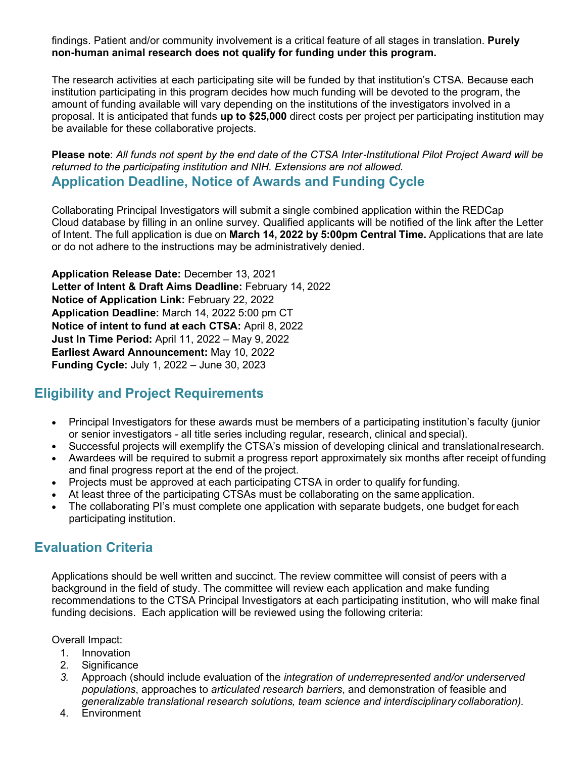findings. Patient and/or community involvement is a critical feature of all stages in translation. **Purely non-human animal research does not qualify for funding under this program.**

The research activities at each participating site will be funded by that institution's CTSA. Because each institution participating in this program decides how much funding will be devoted to the program, the amount of funding available will vary depending on the institutions of the investigators involved in a proposal. It is anticipated that funds **up to $25,000** direct costs per project per participating institution may be available for these collaborative projects.

**Please note**: *All funds not spent by the end date of the CTSA Inter-Institutional Pilot Project Award will be returned to the participating institution and NIH. Extensions are not allowed.*

## Application Deadline, Notice of Awards and Funding Cycle

Collaborating Principal Investigators will submit a single combined application within the REDCap Cloud database by filling in an online survey. Qualified applicants will be notified of the link after the Letter of Intent. The full application is due on **March 14, 2022 by 5:00pm Central Time.** Applications that are late or do not adhere to the instructions may be administratively denied.

**Application Release Date:** December 13, 2021
**Letter of Intent & Draft Aims Deadline:** February 14, 2022
**Notice of Application Link:** February 22, 2022
**Application Deadline:** March 14, 2022 5:00 pm CT
**Notice of intent to fund at each CTSA:** April 8, 2022
**Just In Time Period:** April 11, 2022 – May 9, 2022
**Earliest Award Announcement:** May 10, 2022
**Funding Cycle:** July 1, 2022 – June 30, 2023

## Eligibility and Project Requirements

- Principal Investigators for these awards must be members of a participating institution's faculty (junior or senior investigators - all title series including regular, research, clinical and special).
- Successful projects will exemplify the CTSA's mission of developing clinical and translational research.
- Awardees will be required to submit a progress report approximately six months after receipt of funding and final progress report at the end of the project.
- Projects must be approved at each participating CTSA in order to qualify for funding.
- At least three of the participating CTSAs must be collaborating on the same application.
- The collaborating PI's must complete one application with separate budgets, one budget for each participating institution.

## Evaluation Criteria

Applications should be well written and succinct. The review committee will consist of peers with a background in the field of study. The committee will review each application and make funding recommendations to the CTSA Principal Investigators at each participating institution, who will make final funding decisions. Each application will be reviewed using the following criteria:

Overall Impact:

1. Innovation
2. Significance
3. Approach (should include evaluation of the *integration of underrepresented and/or underserved populations*, approaches to *articulated research barriers*, and demonstration of feasible and *generalizable translational research solutions, team science and interdisciplinary collaboration).*
4. Environment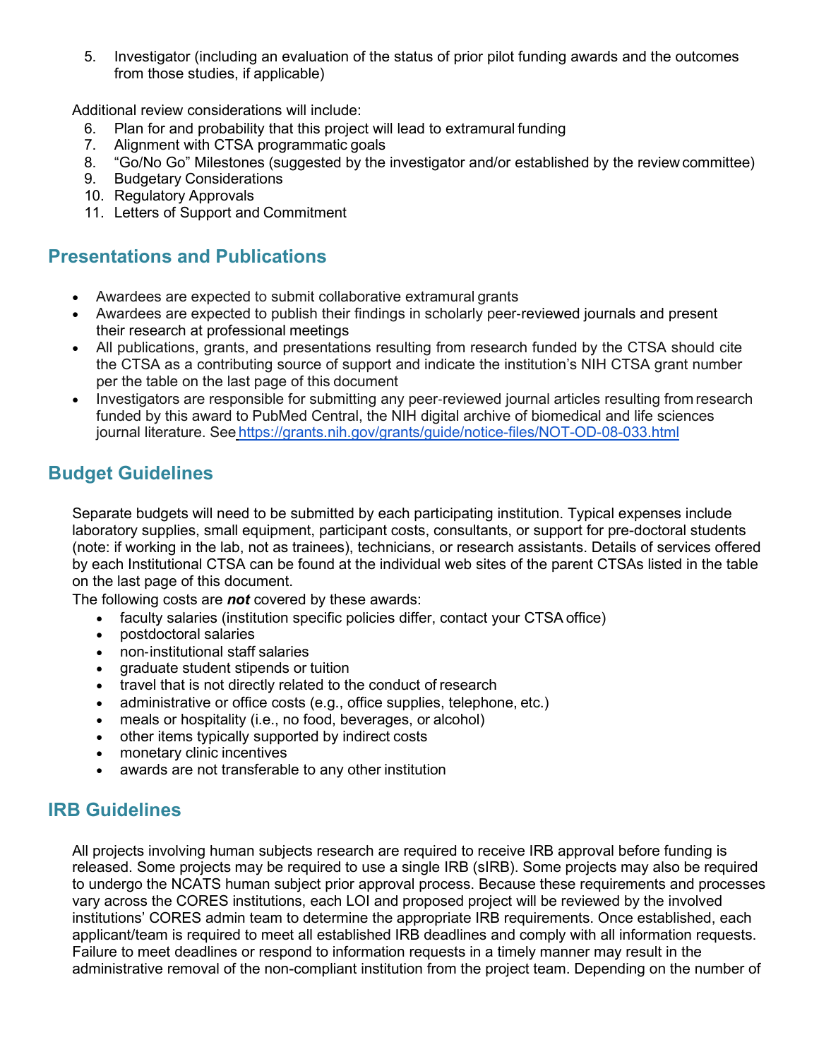5. Investigator (including an evaluation of the status of prior pilot funding awards and the outcomes from those studies, if applicable)

Additional review considerations will include:

6. Plan for and probability that this project will lead to extramural funding
7. Alignment with CTSA programmatic goals
8. "Go/No Go" Milestones (suggested by the investigator and/or established by the review committee)
9. Budgetary Considerations
10. Regulatory Approvals
11. Letters of Support and Commitment

## Presentations and Publications

- Awardees are expected to submit collaborative extramural grants
- Awardees are expected to publish their findings in scholarly peer-reviewed journals and present their research at professional meetings
- All publications, grants, and presentations resulting from research funded by the CTSA should cite the CTSA as a contributing source of support and indicate the institution's NIH CTSA grant number per the table on the last page of this document
- Investigators are responsible for submitting any peer-reviewed journal articles resulting from research funded by this award to PubMed Central, the NIH digital archive of biomedical and life sciences journal literature. See https://grants.nih.gov/grants/guide/notice-files/NOT-OD-08-033.html

## Budget Guidelines

Separate budgets will need to be submitted by each participating institution. Typical expenses include laboratory supplies, small equipment, participant costs, consultants, or support for pre-doctoral students (note: if working in the lab, not as trainees), technicians, or research assistants. Details of services offered by each Institutional CTSA can be found at the individual web sites of the parent CTSAs listed in the table on the last page of this document.

The following costs are ***not*** covered by these awards:

- faculty salaries (institution specific policies differ, contact your CTSA office)
- postdoctoral salaries
- non-institutional staff salaries
- graduate student stipends or tuition
- travel that is not directly related to the conduct of research
- administrative or office costs (e.g., office supplies, telephone, etc.)
- meals or hospitality (i.e., no food, beverages, or alcohol)
- other items typically supported by indirect costs
- monetary clinic incentives
- awards are not transferable to any other institution

## IRB Guidelines

All projects involving human subjects research are required to receive IRB approval before funding is released. Some projects may be required to use a single IRB (sIRB). Some projects may also be required to undergo the NCATS human subject prior approval process. Because these requirements and processes vary across the CORES institutions, each LOI and proposed project will be reviewed by the involved institutions' CORES admin team to determine the appropriate IRB requirements. Once established, each applicant/team is required to meet all established IRB deadlines and comply with all information requests. Failure to meet deadlines or respond to information requests in a timely manner may result in the administrative removal of the non-compliant institution from the project team. Depending on the number of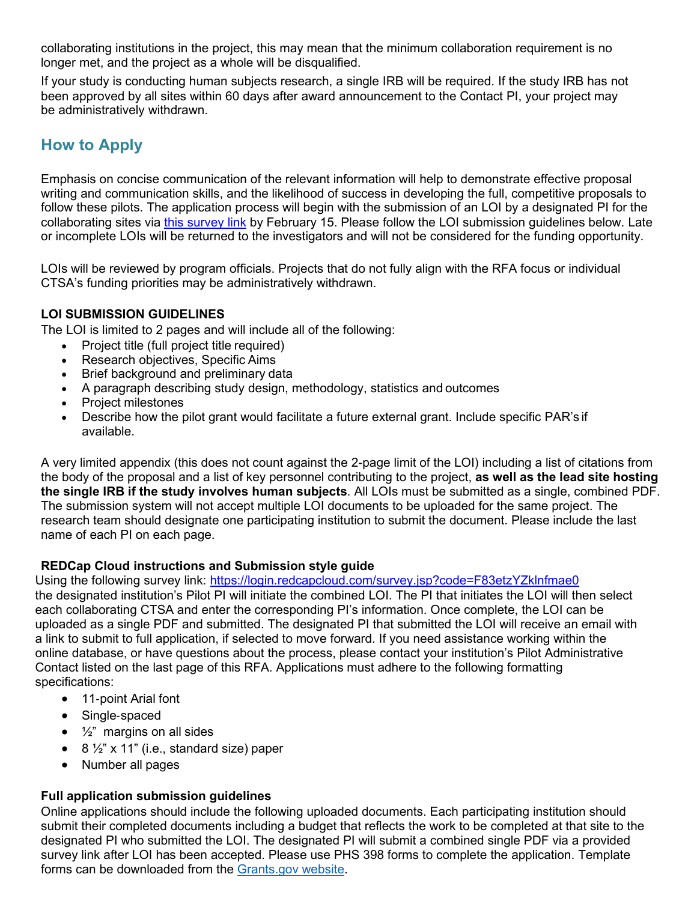collaborating institutions in the project, this may mean that the minimum collaboration requirement is no longer met, and the project as a whole will be disqualified.

If your study is conducting human subjects research, a single IRB will be required. If the study IRB has not been approved by all sites within 60 days after award announcement to the Contact PI, your project may be administratively withdrawn.

## How to Apply

Emphasis on concise communication of the relevant information will help to demonstrate effective proposal writing and communication skills, and the likelihood of success in developing the full, competitive proposals to follow these pilots. The application process will begin with the submission of an LOI by a designated PI for the collaborating sites via [this survey link](https://login.redcapcloud.com/survey.jsp?code=F83etzYZklnfmae0) by February 15. Please follow the LOI submission guidelines below. Late or incomplete LOIs will be returned to the investigators and will not be considered for the funding opportunity.

LOIs will be reviewed by program officials. Projects that do not fully align with the RFA focus or individual CTSA's funding priorities may be administratively withdrawn.

**LOI SUBMISSION GUIDELINES**

The LOI is limited to 2 pages and will include all of the following:

- Project title (full project title required)
- Research objectives, Specific Aims
- Brief background and preliminary data
- A paragraph describing study design, methodology, statistics and outcomes
- Project milestones
- Describe how the pilot grant would facilitate a future external grant. Include specific PAR's if available.

A very limited appendix (this does not count against the 2-page limit of the LOI) including a list of citations from the body of the proposal and a list of key personnel contributing to the project, **as well as the lead site hosting the single IRB if the study involves human subjects**. All LOIs must be submitted as a single, combined PDF. The submission system will not accept multiple LOI documents to be uploaded for the same project. The research team should designate one participating institution to submit the document. Please include the last name of each PI on each page.

**REDCap Cloud instructions and Submission style guide**

Using the following survey link: https://login.redcapcloud.com/survey.jsp?code=F83etzYZklnfmae0 the designated institution's Pilot PI will initiate the combined LOI. The PI that initiates the LOI will then select each collaborating CTSA and enter the corresponding PI's information. Once complete, the LOI can be uploaded as a single PDF and submitted. The designated PI that submitted the LOI will receive an email with a link to submit to full application, if selected to move forward. If you need assistance working within the online database, or have questions about the process, please contact your institution's Pilot Administrative Contact listed on the last page of this RFA. Applications must adhere to the following formatting specifications:

- 11-point Arial font
- Single-spaced
- ½" margins on all sides
- 8 ½" x 11" (i.e., standard size) paper
- Number all pages

**Full application submission guidelines**

Online applications should include the following uploaded documents. Each participating institution should submit their completed documents including a budget that reflects the work to be completed at that site to the designated PI who submitted the LOI. The designated PI will submit a combined single PDF via a provided survey link after LOI has been accepted. Please use PHS 398 forms to complete the application. Template forms can be downloaded from the [Grants.gov website](https://www.grants.gov).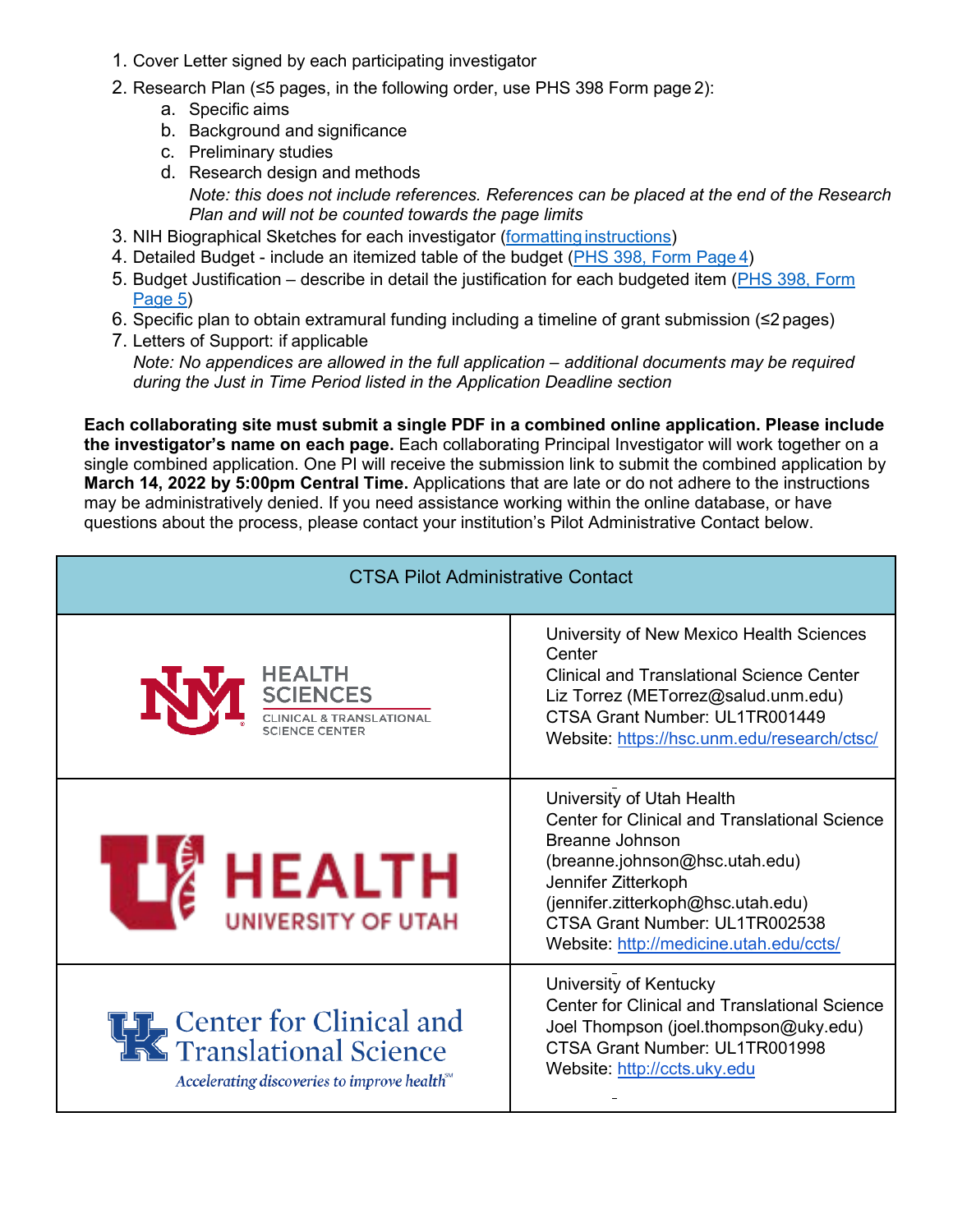1. Cover Letter signed by each participating investigator
2. Research Plan (≤5 pages, in the following order, use PHS 398 Form page 2):
   a. Specific aims
   b. Background and significance
   c. Preliminary studies
   d. Research design and methods
      *Note: this does not include references. References can be placed at the end of the Research Plan and will not be counted towards the page limits*
3. NIH Biographical Sketches for each investigator (formatting instructions)
4. Detailed Budget - include an itemized table of the budget (PHS 398, Form Page 4)
5. Budget Justification – describe in detail the justification for each budgeted item (PHS 398, Form Page 5)
6. Specific plan to obtain extramural funding including a timeline of grant submission (≤2 pages)
7. Letters of Support: if applicable
   *Note: No appendices are allowed in the full application – additional documents may be required during the Just in Time Period listed in the Application Deadline section*

**Each collaborating site must submit a single PDF in a combined online application. Please include the investigator's name on each page.** Each collaborating Principal Investigator will work together on a single combined application. One PI will receive the submission link to submit the combined application by **March 14, 2022 by 5:00pm Central Time.** Applications that are late or do not adhere to the instructions may be administratively denied. If you need assistance working within the online database, or have questions about the process, please contact your institution's Pilot Administrative Contact below.

| CTSA Pilot Administrative Contact | |
|---|---|
| UNM HEALTH SCIENCES CLINICAL & TRANSLATIONAL SCIENCE CENTER | University of New Mexico Health Sciences Center<br>Clinical and Translational Science Center<br>Liz Torrez (METorrez@salud.unm.edu)<br>CTSA Grant Number: UL1TR001449<br>Website: https://hsc.unm.edu/research/ctsc/ |
| U HEALTH UNIVERSITY OF UTAH | University of Utah Health<br>Center for Clinical and Translational Science<br>Breanne Johnson<br>(breanne.johnson@hsc.utah.edu)<br>Jennifer Zitterkoph<br>(jennifer.zitterkoph@hsc.utah.edu)<br>CTSA Grant Number: UL1TR002538<br>Website: http://medicine.utah.edu/ccts/ |
| UK Center for Clinical and Translational Science<br>*Accelerating discoveries to improve health* | University of Kentucky<br>Center for Clinical and Translational Science<br>Joel Thompson (joel.thompson@uky.edu)<br>CTSA Grant Number: UL1TR001998<br>Website: http://ccts.uky.edu |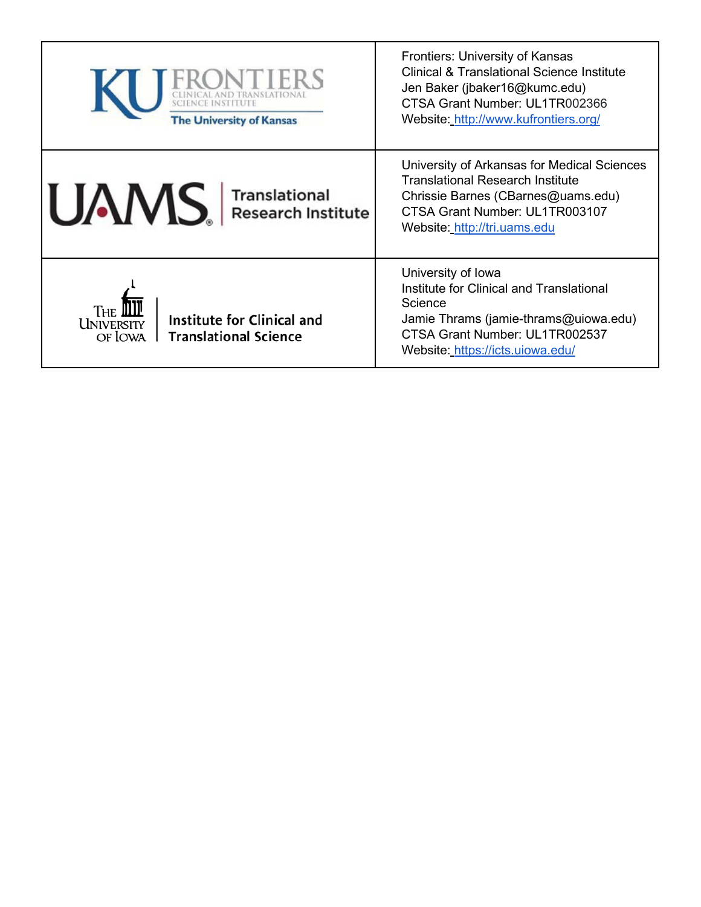| | |
|---|---|
| KU FRONTIERS CLINICAL AND TRANSLATIONAL SCIENCE INSTITUTE The University of Kansas | Frontiers: University of Kansas<br>Clinical & Translational Science Institute<br>Jen Baker (jbaker16@kumc.edu)<br>CTSA Grant Number: UL1TR002366<br>Website: http://www.kufrontiers.org/ |
| UAMS Translational Research Institute | University of Arkansas for Medical Sciences<br>Translational Research Institute<br>Chrissie Barnes (CBarnes@uams.edu)<br>CTSA Grant Number: UL1TR003107<br>Website: http://tri.uams.edu |
| The University of Iowa Institute for Clinical and Translational Science | University of Iowa<br>Institute for Clinical and Translational Science<br>Jamie Thrams (jamie-thrams@uiowa.edu)<br>CTSA Grant Number: UL1TR002537<br>Website: https://icts.uiowa.edu/ |